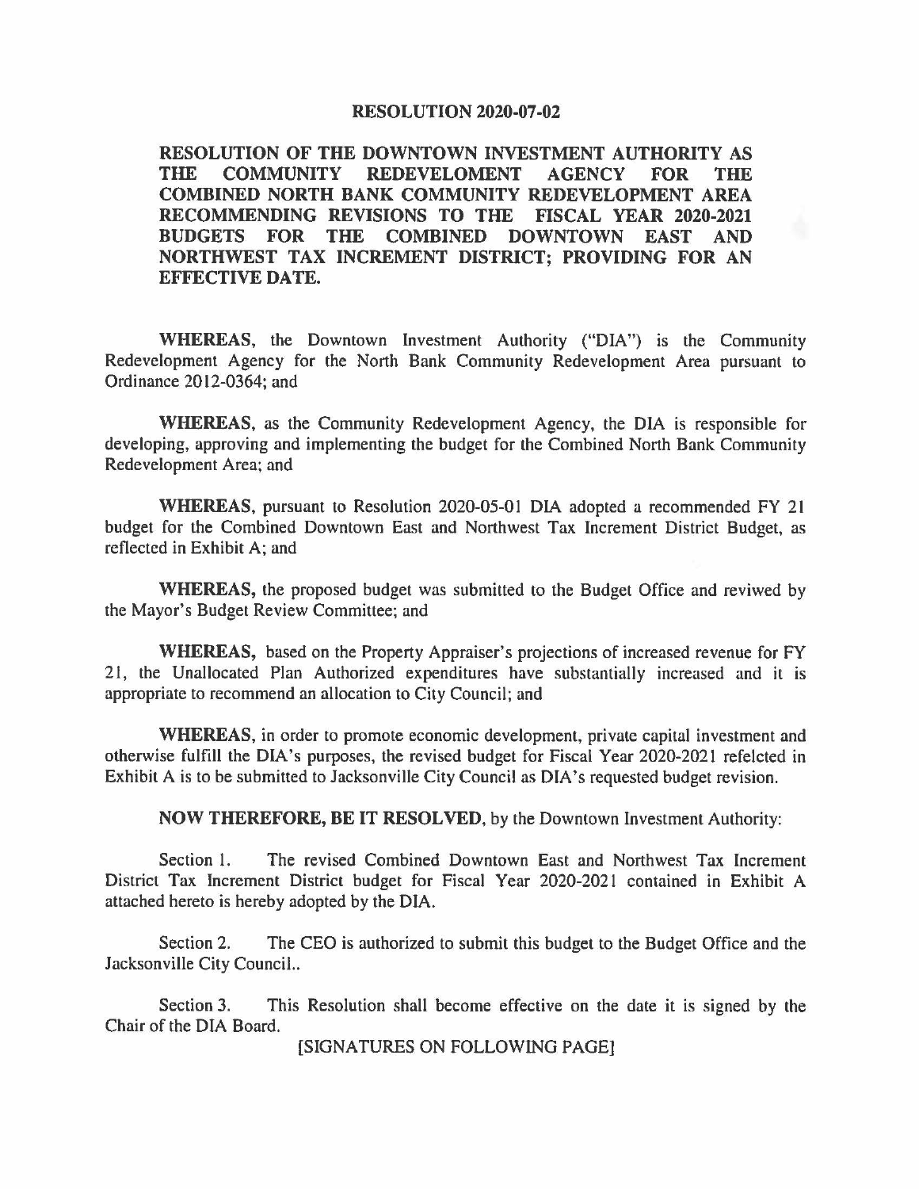# RESOLUTION 2020-07-02

## RESOLUTION OF THE DOWNTOWN INVESTMENT AUTHORITY AS THE COMMUNITY REDEVELOMENT AGENCY FOR THE COMBINED NORTH BANK COMMUNITY REDEVELOPMENT AREA RECOMMENDING REVISIONS TO THE FISCAL YEAR 2020-2021 BUDGETS FOR THE COMBINED DOWNTOWN EAST AND NORTHWEST TAX INCREMENT DISTRICT; PROVIDING FOR AN EFFECTIVE DATE.

**WHEREAS**, the Downtown Investment Authority ("DIA") is the Community Redevelopment Agency for the North Bank Community Redevelopment Area pursuant to Ordinance 2012-0364; and

**WHEREAS**, as the Community Redevelopment Agency, the DIA is responsible for developing, approving and implementing the budget for the Combined North Bank Community Redevelopment Area; and

**WHEREAS**, pursuant to Resolution 2020-05-01 DIA adopted a recommended FY 21 budget for the Combined Downtown East and Northwest Tax Increment District Budget, as reflected in Exhibit A; and

**WHEREAS,** the proposed budget was submitted to the Budget Office and reviwed by the Mayor's Budget Review Committee; and

**WHEREAS,** based on the Property Appraiser's projections of increased revenue for FY 21, the Unallocated Plan Authorized expenditures have substantially increased and it is appropriate to recommend an allocation to City Council; and

**WHEREAS**, in order to promote economic development, private capital investment and otherwise fulfill the DIA's purposes, the revised budget for Fiscal Year 2020-2021 refelcted in Exhibit A is to be submitted to Jacksonville City Council as DIA's requested budget revision.

**NOW THEREFORE, BE IT RESOLVED**, by the Downtown Investment Authority:

Section 1. The revised Combined Downtown East and Northwest Tax Increment District Tax Increment District budget for Fiscal Year 2020-2021 contained in Exhibit A attached hereto is hereby adopted by the DIA.

Section 2. The CEO is authorized to submit this budget to the Budget Office and the Jacksonville City Council..

Section 3. This Resolution shall become effective on the date it is signed by the Chair of the DIA Board.

[SIGNATURES ON FOLLOWING PAGE]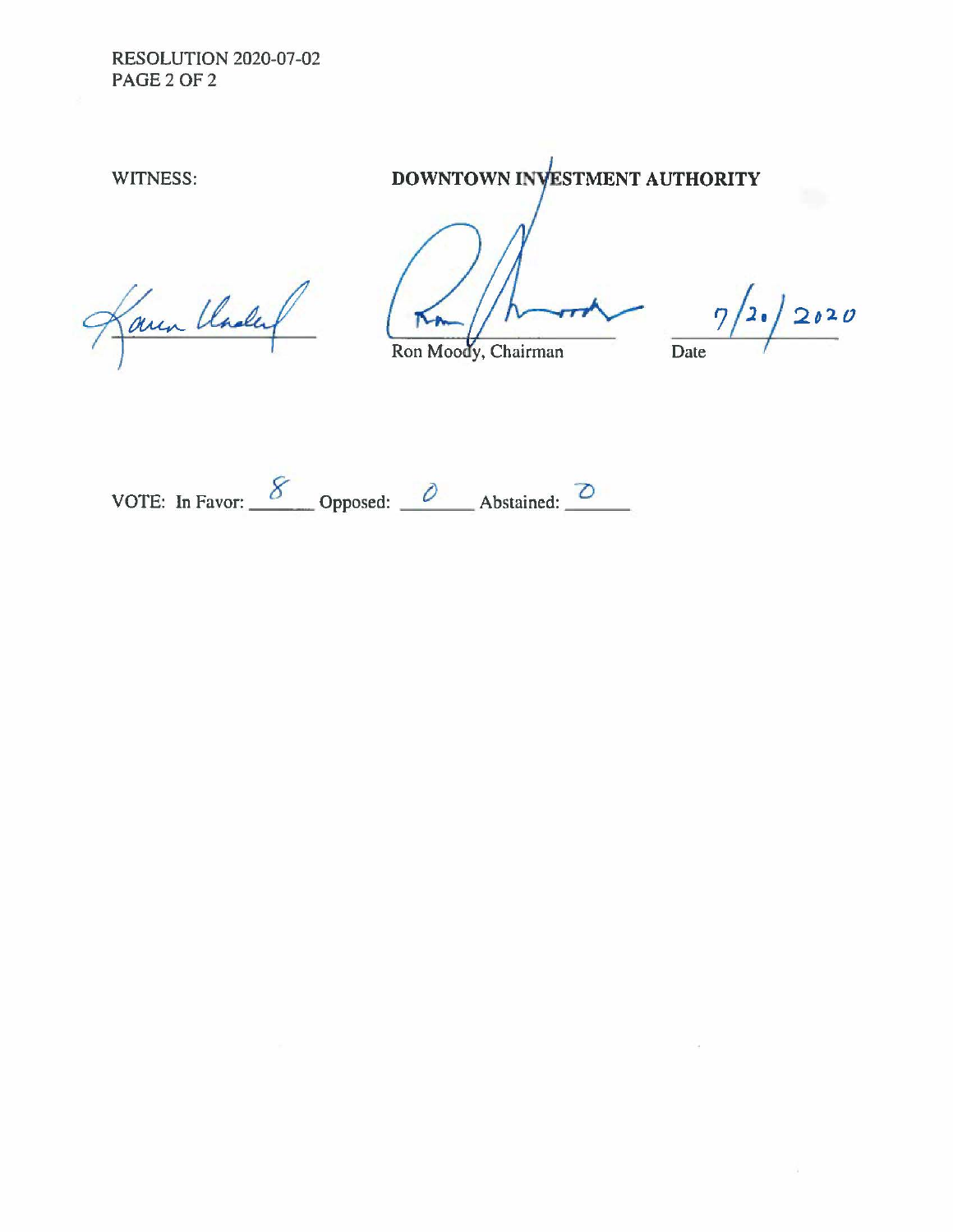RESOLUTION 2020-07-02
PAGE 2 OF 2

WITNESS: **DOWNTOWN INVESTMENT AUTHORITY**

Karen Underwood

Ron Moody, Chairman

Date: 7/20/2020

VOTE: In Favor: 8 Opposed: 0 Abstained: 0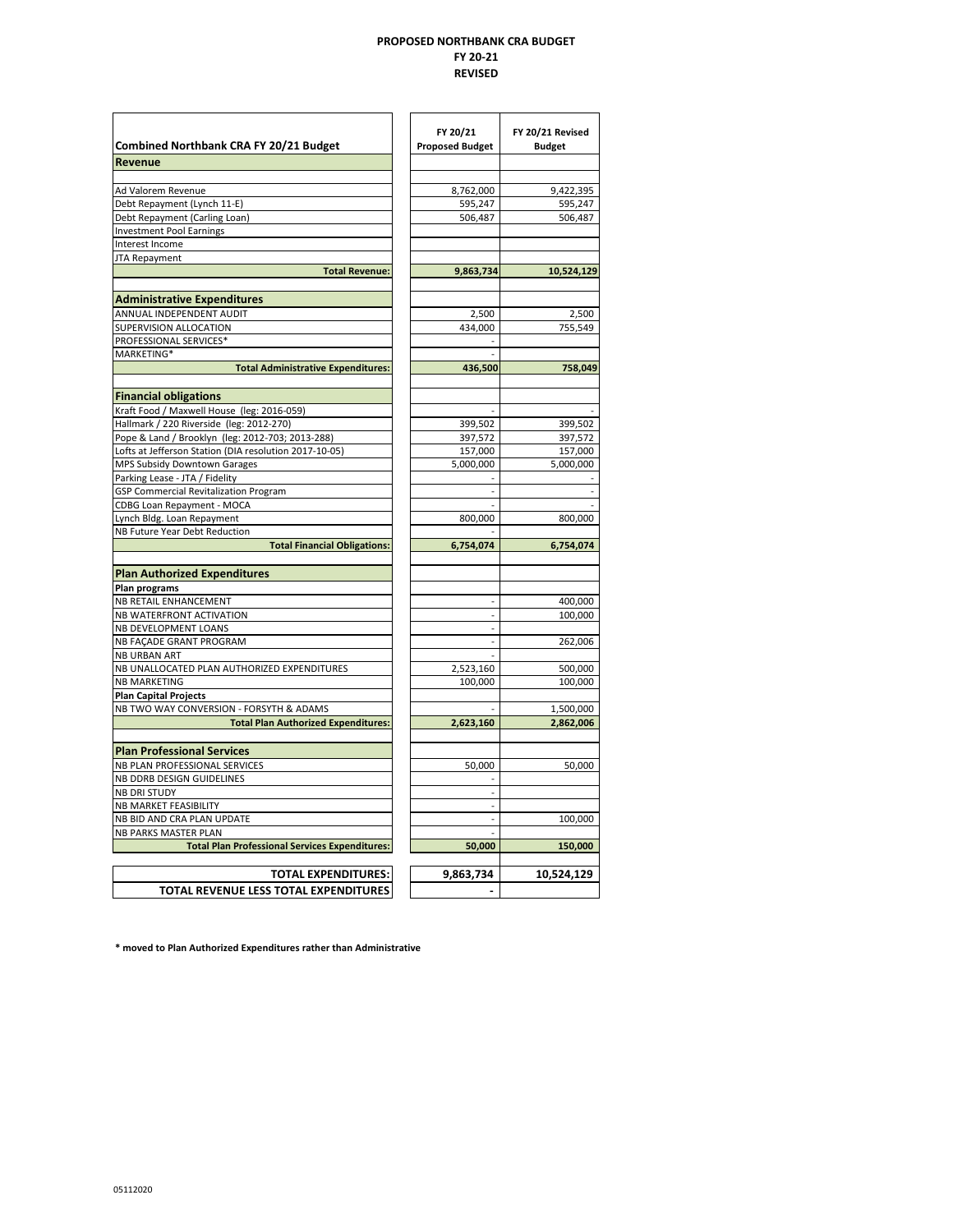**PROPOSED NORTHBANK CRA BUDGET**
**FY 20-21**
**REVISED**

| Combined Northbank CRA FY 20/21 Budget | FY 20/21 Proposed Budget | FY 20/21 Revised Budget |
|---|---|---|
| **Revenue** | | |
| | | |
| Ad Valorem Revenue | 8,762,000 | 9,422,395 |
| Debt Repayment (Lynch 11-E) | 595,247 | 595,247 |
| Debt Repayment (Carling Loan) | 506,487 | 506,487 |
| Investment Pool Earnings | | |
| Interest Income | | |
| JTA Repayment | | |
| **Total Revenue:** | **9,863,734** | **10,524,129** |
| | | |
| **Administrative Expenditures** | | |
| ANNUAL INDEPENDENT AUDIT | 2,500 | 2,500 |
| SUPERVISION ALLOCATION | 434,000 | 755,549 |
| PROFESSIONAL SERVICES* | - | |
| MARKETING* | - | |
| **Total Administrative Expenditures:** | **436,500** | **758,049** |
| | | |
| **Financial obligations** | | |
| Kraft Food / Maxwell House (leg: 2016-059) | - | - |
| Hallmark / 220 Riverside (leg: 2012-270) | 399,502 | 399,502 |
| Pope & Land / Brooklyn (leg: 2012-703; 2013-288) | 397,572 | 397,572 |
| Lofts at Jefferson Station (DIA resolution 2017-10-05) | 157,000 | 157,000 |
| MPS Subsidy Downtown Garages | 5,000,000 | 5,000,000 |
| Parking Lease - JTA / Fidelity | - | - |
| GSP Commercial Revitalization Program | - | - |
| CDBG Loan Repayment - MOCA | - | - |
| Lynch Bldg. Loan Repayment | 800,000 | 800,000 |
| NB Future Year Debt Reduction | - | |
| **Total Financial Obligations:** | **6,754,074** | **6,754,074** |
| | | |
| **Plan Authorized Expenditures** | | |
| **Plan programs** | | |
| NB RETAIL ENHANCEMENT | - | 400,000 |
| NB WATERFRONT ACTIVATION | - | 100,000 |
| NB DEVELOPMENT LOANS | - | |
| NB FAÇADE GRANT PROGRAM | - | 262,006 |
| NB URBAN ART | - | |
| NB UNALLOCATED PLAN AUTHORIZED EXPENDITURES | 2,523,160 | 500,000 |
| NB MARKETING | 100,000 | 100,000 |
| **Plan Capital Projects** | | |
| NB TWO WAY CONVERSION - FORSYTH & ADAMS | - | 1,500,000 |
| **Total Plan Authorized Expenditures:** | **2,623,160** | **2,862,006** |
| | | |
| **Plan Professional Services** | | |
| NB PLAN PROFESSIONAL SERVICES | 50,000 | 50,000 |
| NB DDRB DESIGN GUIDELINES | - | |
| NB DRI STUDY | - | |
| NB MARKET FEASIBILITY | - | |
| NB BID AND CRA PLAN UPDATE | - | 100,000 |
| NB PARKS MASTER PLAN | - | |
| **Total Plan Professional Services Expenditures:** | **50,000** | **150,000** |
| | | |
| **TOTAL EXPENDITURES:** | **9,863,734** | **10,524,129** |
| **TOTAL REVENUE LESS TOTAL EXPENDITURES** | **-** | |

**\* moved to Plan Authorized Expenditures rather than Administrative**

05112020